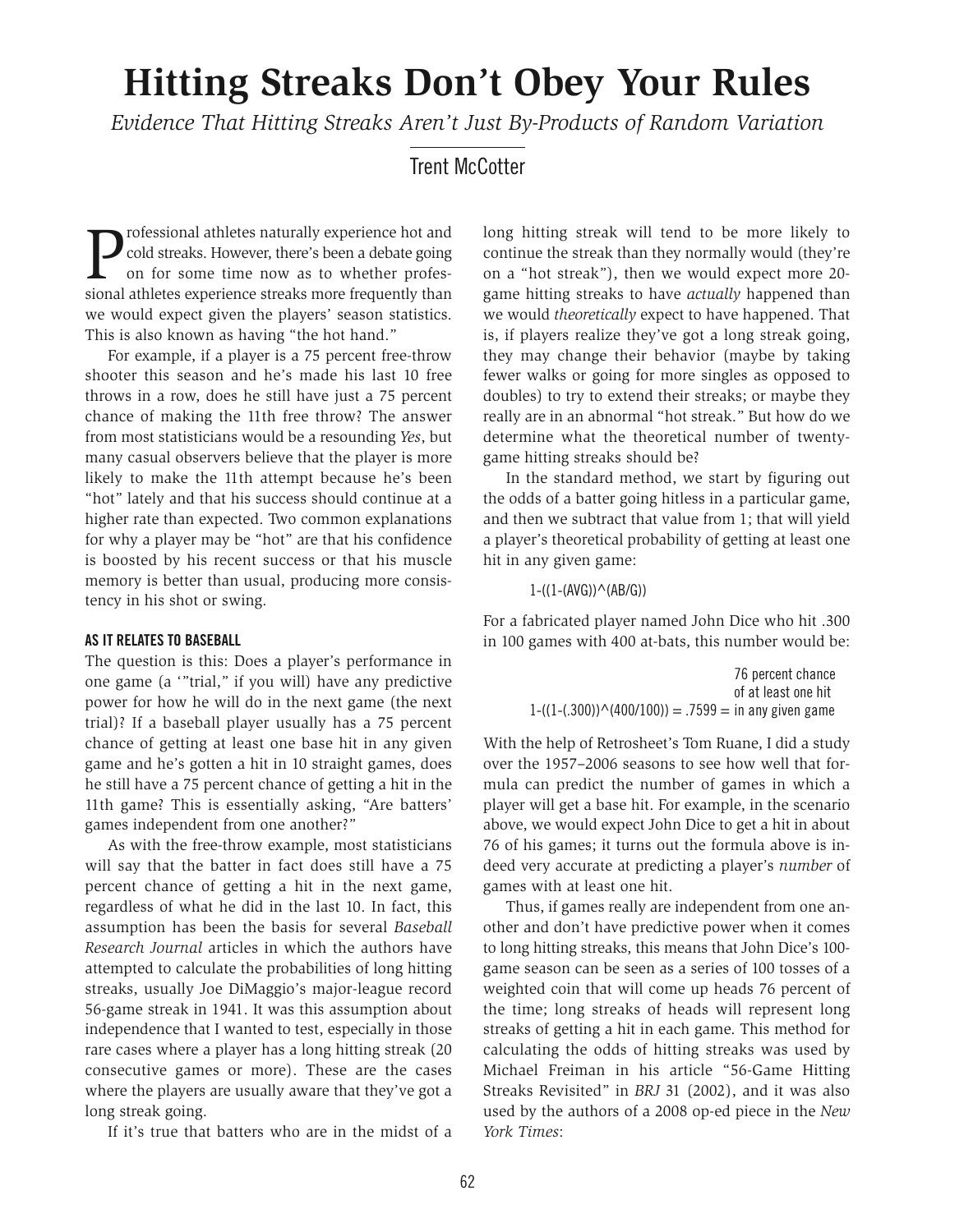# Hitting Streaks Don't Obey Your Rules

*Evidence That Hitting Streaks Aren't Just By-Products of Random Variation*

Trent McCotter

Professional athletes naturally experience hot and cold streaks. However, there's been a debate going on for some time now as to whether professional athletes experience streaks more frequently than we would expect given the players' season statistics. This is also known as having "the hot hand."

For example, if a player is a 75 percent free-throw shooter this season and he's made his last 10 free throws in a row, does he still have just a 75 percent chance of making the 11th free throw? The answer from most statisticians would be a resounding *Yes*, but many casual observers believe that the player is more likely to make the 11th attempt because he's been "hot" lately and that his success should continue at a higher rate than expected. Two common explanations for why a player may be "hot" are that his confidence is boosted by his recent success or that his muscle memory is better than usual, producing more consistency in his shot or swing.

### AS IT RELATES TO BASEBALL

The question is this: Does a player's performance in one game (a '"trial," if you will) have any predictive power for how he will do in the next game (the next trial)? If a baseball player usually has a 75 percent chance of getting at least one base hit in any given game and he's gotten a hit in 10 straight games, does he still have a 75 percent chance of getting a hit in the 11th game? This is essentially asking, "Are batters' games independent from one another?"

As with the free-throw example, most statisticians will say that the batter in fact does still have a 75 percent chance of getting a hit in the next game, regardless of what he did in the last 10. In fact, this assumption has been the basis for several *Baseball Research Journal* articles in which the authors have attempted to calculate the probabilities of long hitting streaks, usually Joe DiMaggio's major-league record 56-game streak in 1941. It was this assumption about independence that I wanted to test, especially in those rare cases where a player has a long hitting streak (20 consecutive games or more). These are the cases where the players are usually aware that they've got a long streak going.

If it's true that batters who are in the midst of a long hitting streak will tend to be more likely to continue the streak than they normally would (they're on a "hot streak"), then we would expect more 20-game hitting streaks to have *actually* happened than we would *theoretically* expect to have happened. That is, if players realize they've got a long streak going, they may change their behavior (maybe by taking fewer walks or going for more singles as opposed to doubles) to try to extend their streaks; or maybe they really are in an abnormal "hot streak." But how do we determine what the theoretical number of twenty-game hitting streaks should be?

In the standard method, we start by figuring out the odds of a batter going hitless in a particular game, and then we subtract that value from 1; that will yield a player's theoretical probability of getting at least one hit in any given game:

1-((1-(AVG))^(AB/G))

For a fabricated player named John Dice who hit .300 in 100 games with 400 at-bats, this number would be:

1-((1-(.300))^(400/100)) = .7599 = 76 percent chance of at least one hit in any given game

With the help of Retrosheet's Tom Ruane, I did a study over the 1957–2006 seasons to see how well that formula can predict the number of games in which a player will get a base hit. For example, in the scenario above, we would expect John Dice to get a hit in about 76 of his games; it turns out the formula above is indeed very accurate at predicting a player's *number* of games with at least one hit.

Thus, if games really are independent from one another and don't have predictive power when it comes to long hitting streaks, this means that John Dice's 100-game season can be seen as a series of 100 tosses of a weighted coin that will come up heads 76 percent of the time; long streaks of heads will represent long streaks of getting a hit in each game. This method for calculating the odds of hitting streaks was used by Michael Freiman in his article "56-Game Hitting Streaks Revisited" in *BRJ* 31 (2002), and it was also used by the authors of a 2008 op-ed piece in the *New York Times*: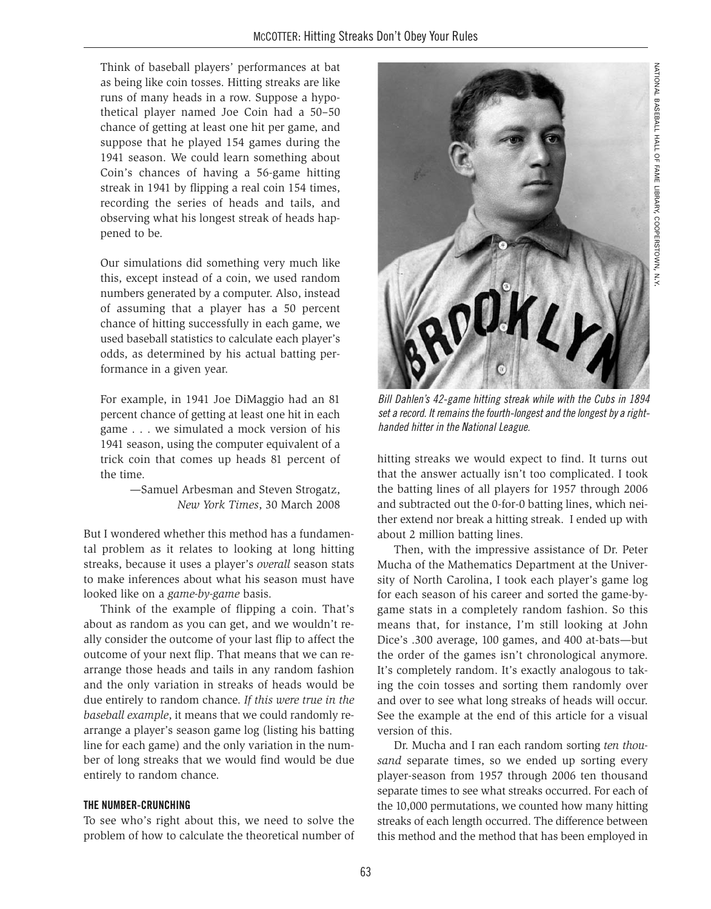> Think of baseball players' performances at bat as being like coin tosses. Hitting streaks are like runs of many heads in a row. Suppose a hypothetical player named Joe Coin had a 50–50 chance of getting at least one hit per game, and suppose that he played 154 games during the 1941 season. We could learn something about Coin's chances of having a 56-game hitting streak in 1941 by flipping a real coin 154 times, recording the series of heads and tails, and observing what his longest streak of heads happened to be.
>
> Our simulations did something very much like this, except instead of a coin, we used random numbers generated by a computer. Also, instead of assuming that a player has a 50 percent chance of hitting successfully in each game, we used baseball statistics to calculate each player's odds, as determined by his actual batting performance in a given year.
>
> For example, in 1941 Joe DiMaggio had an 81 percent chance of getting at least one hit in each game . . . we simulated a mock version of his 1941 season, using the computer equivalent of a trick coin that comes up heads 81 percent of the time.
>
> —Samuel Arbesman and Steven Strogatz, *New York Times*, 30 March 2008

But I wondered whether this method has a fundamental problem as it relates to looking at long hitting streaks, because it uses a player's *overall* season stats to make inferences about what his season must have looked like on a *game-by-game* basis.

Think of the example of flipping a coin. That's about as random as you can get, and we wouldn't really consider the outcome of your last flip to affect the outcome of your next flip. That means that we can rearrange those heads and tails in any random fashion and the only variation in streaks of heads would be due entirely to random chance. *If this were true in the baseball example*, it means that we could randomly rearrange a player's season game log (listing his batting line for each game) and the only variation in the number of long streaks that we would find would be due entirely to random chance.

### THE NUMBER-CRUNCHING

To see who's right about this, we need to solve the problem of how to calculate the theoretical number of hitting streaks we would expect to find. It turns out that the answer actually isn't too complicated. I took the batting lines of all players for 1957 through 2006 and subtracted out the 0-for-0 batting lines, which neither extend nor break a hitting streak. I ended up with about 2 million batting lines.

Then, with the impressive assistance of Dr. Peter Mucha of the Mathematics Department at the University of North Carolina, I took each player's game log for each season of his career and sorted the game-by-game stats in a completely random fashion. So this means that, for instance, I'm still looking at John Dice's .300 average, 100 games, and 400 at-bats—but the order of the games isn't chronological anymore. It's completely random. It's exactly analogous to taking the coin tosses and sorting them randomly over and over to see what long streaks of heads will occur. See the example at the end of this article for a visual version of this.

Dr. Mucha and I ran each random sorting *ten thousand* separate times, so we ended up sorting every player-season from 1957 through 2006 ten thousand separate times to see what streaks occurred. For each of the 10,000 permutations, we counted how many hitting streaks of each length occurred. The difference between this method and the method that has been employed in

*Bill Dahlen's 42-game hitting streak while with the Cubs in 1894 set a record. It remains the fourth-longest and the longest by a right-handed hitter in the National League.*

NATIONAL BASEBALL HALL OF FAME LIBRARY, COOPERSTOWN, N.Y.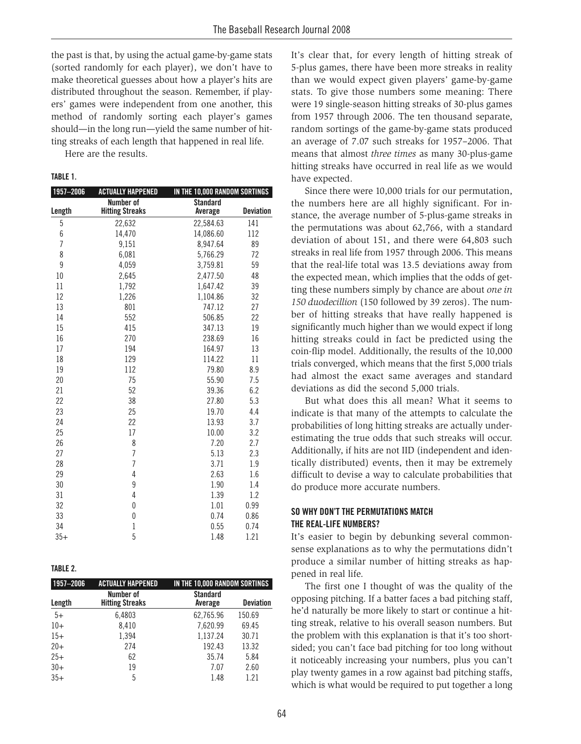the past is that, by using the actual game-by-game stats (sorted randomly for each player), we don't have to make theoretical guesses about how a player's hits are distributed throughout the season. Remember, if players' games were independent from one another, this method of randomly sorting each player's games should—in the long run—yield the same number of hitting streaks of each length that happened in real life.

Here are the results.

**TABLE 1.**

| 1957–2006 | ACTUALLY HAPPENED | IN THE 10,000 RANDOM SORTINGS | |
|---|---|---|---|
| Length | Number of Hitting Streaks | Average | Standard Deviation |
| 5 | 22,632 | 22,584.63 | 141 |
| 6 | 14,470 | 14,086.60 | 112 |
| 7 | 9,151 | 8,947.64 | 89 |
| 8 | 6,081 | 5,766.29 | 72 |
| 9 | 4,059 | 3,759.81 | 59 |
| 10 | 2,645 | 2,477.50 | 48 |
| 11 | 1,792 | 1,647.42 | 39 |
| 12 | 1,226 | 1,104.86 | 32 |
| 13 | 801 | 747.12 | 27 |
| 14 | 552 | 506.85 | 22 |
| 15 | 415 | 347.13 | 19 |
| 16 | 270 | 238.69 | 16 |
| 17 | 194 | 164.97 | 13 |
| 18 | 129 | 114.22 | 11 |
| 19 | 112 | 79.80 | 8.9 |
| 20 | 75 | 55.90 | 7.5 |
| 21 | 52 | 39.36 | 6.2 |
| 22 | 38 | 27.80 | 5.3 |
| 23 | 25 | 19.70 | 4.4 |
| 24 | 22 | 13.93 | 3.7 |
| 25 | 17 | 10.00 | 3.2 |
| 26 | 8 | 7.20 | 2.7 |
| 27 | 7 | 5.13 | 2.3 |
| 28 | 7 | 3.71 | 1.9 |
| 29 | 4 | 2.63 | 1.6 |
| 30 | 9 | 1.90 | 1.4 |
| 31 | 4 | 1.39 | 1.2 |
| 32 | 0 | 1.01 | 0.99 |
| 33 | 0 | 0.74 | 0.86 |
| 34 | 1 | 0.55 | 0.74 |
| 35+ | 5 | 1.48 | 1.21 |

**TABLE 2.**

| 1957–2006 | ACTUALLY HAPPENED | IN THE 10,000 RANDOM SORTINGS | |
|---|---|---|---|
| Length | Number of Hitting Streaks | Average | Standard Deviation |
| 5+ | 6,4803 | 62,765.96 | 150.69 |
| 10+ | 8,410 | 7,620.99 | 69.45 |
| 15+ | 1,394 | 1,137.24 | 30.71 |
| 20+ | 274 | 192.43 | 13.32 |
| 25+ | 62 | 35.74 | 5.84 |
| 30+ | 19 | 7.07 | 2.60 |
| 35+ | 5 | 1.48 | 1.21 |

It's clear that, for every length of hitting streak of 5-plus games, there have been more streaks in reality than we would expect given players' game-by-game stats. To give those numbers some meaning: There were 19 single-season hitting streaks of 30-plus games from 1957 through 2006. The ten thousand separate, random sortings of the game-by-game stats produced an average of 7.07 such streaks for 1957–2006. That means that almost *three times* as many 30-plus-game hitting streaks have occurred in real life as we would have expected.

Since there were 10,000 trials for our permutation, the numbers here are all highly significant. For instance, the average number of 5-plus-game streaks in the permutations was about 62,766, with a standard deviation of about 151, and there were 64,803 such streaks in real life from 1957 through 2006. This means that the real-life total was 13.5 deviations away from the expected mean, which implies that the odds of getting these numbers simply by chance are about *one in 150 duodecillion* (150 followed by 39 zeros). The number of hitting streaks that have really happened is significantly much higher than we would expect if long hitting streaks could in fact be predicted using the coin-flip model. Additionally, the results of the 10,000 trials converged, which means that the first 5,000 trials had almost the exact same averages and standard deviations as did the second 5,000 trials.

But what does this all mean? What it seems to indicate is that many of the attempts to calculate the probabilities of long hitting streaks are actually underestimating the true odds that such streaks will occur. Additionally, if hits are not IID (independent and identically distributed) events, then it may be extremely difficult to devise a way to calculate probabilities that do produce more accurate numbers.

## SO WHY DON'T THE PERMUTATIONS MATCH THE REAL-LIFE NUMBERS?

It's easier to begin by debunking several commonsense explanations as to why the permutations didn't produce a similar number of hitting streaks as happened in real life.

The first one I thought of was the quality of the opposing pitching. If a batter faces a bad pitching staff, he'd naturally be more likely to start or continue a hitting streak, relative to his overall season numbers. But the problem with this explanation is that it's too shortsided; you can't face bad pitching for too long without it noticeably increasing your numbers, plus you can't play twenty games in a row against bad pitching staffs, which is what would be required to put together a long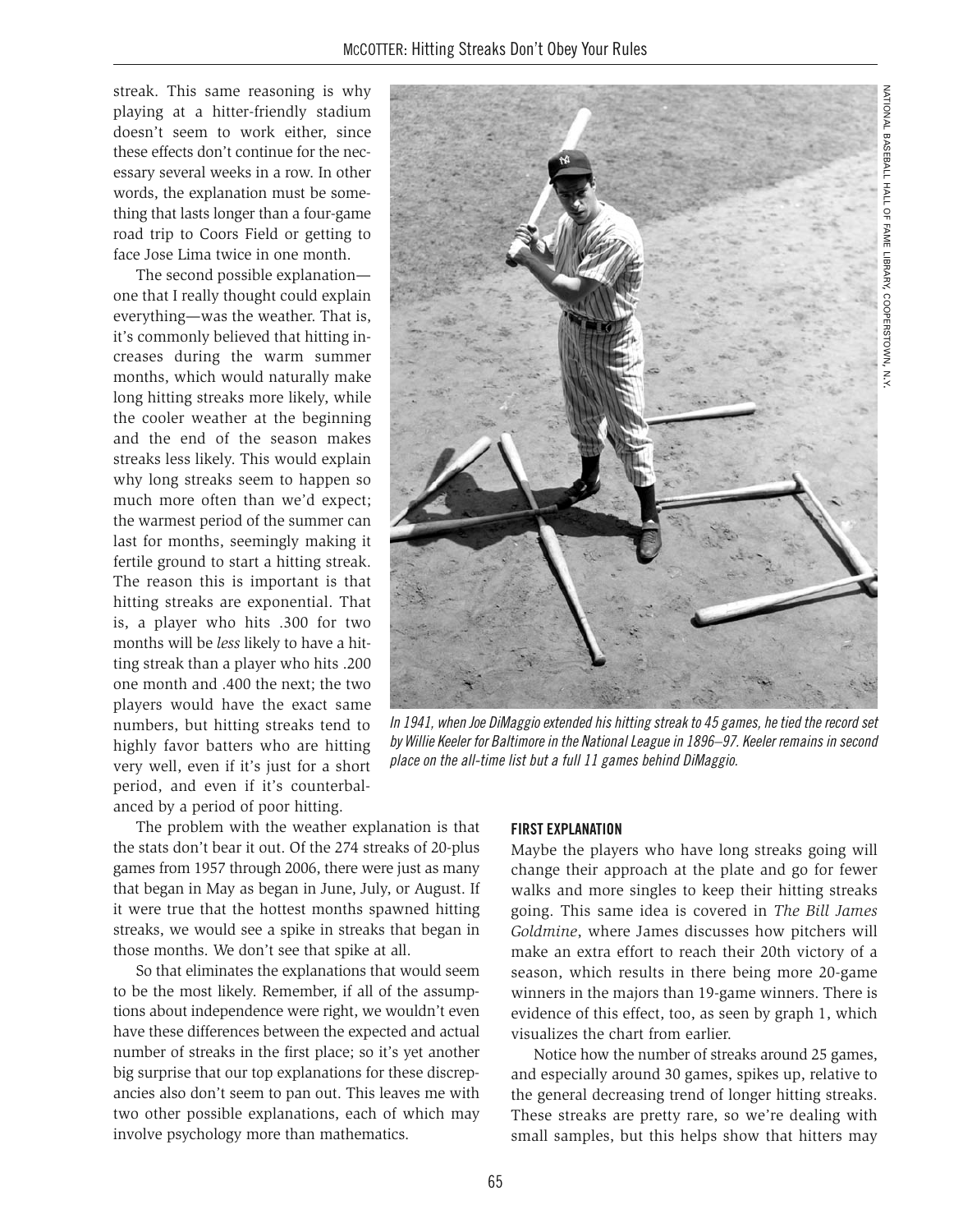streak. This same reasoning is why playing at a hitter-friendly stadium doesn't seem to work either, since these effects don't continue for the necessary several weeks in a row. In other words, the explanation must be something that lasts longer than a four-game road trip to Coors Field or getting to face Jose Lima twice in one month.

The second possible explanation—one that I really thought could explain everything—was the weather. That is, it's commonly believed that hitting increases during the warm summer months, which would naturally make long hitting streaks more likely, while the cooler weather at the beginning and the end of the season makes streaks less likely. This would explain why long streaks seem to happen so much more often than we'd expect; the warmest period of the summer can last for months, seemingly making it fertile ground to start a hitting streak. The reason this is important is that hitting streaks are exponential. That is, a player who hits .300 for two months will be *less* likely to have a hitting streak than a player who hits .200 one month and .400 the next; the two players would have the exact same numbers, but hitting streaks tend to highly favor batters who are hitting very well, even if it's just for a short period, and even if it's counterbalanced by a period of poor hitting.

The problem with the weather explanation is that the stats don't bear it out. Of the 274 streaks of 20-plus games from 1957 through 2006, there were just as many that began in May as began in June, July, or August. If it were true that the hottest months spawned hitting streaks, we would see a spike in streaks that began in those months. We don't see that spike at all.

So that eliminates the explanations that would seem to be the most likely. Remember, if all of the assumptions about independence were right, we wouldn't even have these differences between the expected and actual number of streaks in the first place; so it's yet another big surprise that our top explanations for these discrepancies also don't seem to pan out. This leaves me with two other possible explanations, each of which may involve psychology more than mathematics.

NATIONAL BASEBALL HALL OF FAME LIBRARY, COOPERSTOWN, N.Y.

*In 1941, when Joe DiMaggio extended his hitting streak to 45 games, he tied the record set by Willie Keeler for Baltimore in the National League in 1896–97. Keeler remains in second place on the all-time list but a full 11 games behind DiMaggio.*

#### FIRST EXPLANATION

Maybe the players who have long streaks going will change their approach at the plate and go for fewer walks and more singles to keep their hitting streaks going. This same idea is covered in *The Bill James Goldmine*, where James discusses how pitchers will make an extra effort to reach their 20th victory of a season, which results in there being more 20-game winners in the majors than 19-game winners. There is evidence of this effect, too, as seen by graph 1, which visualizes the chart from earlier.

Notice how the number of streaks around 25 games, and especially around 30 games, spikes up, relative to the general decreasing trend of longer hitting streaks. These streaks are pretty rare, so we're dealing with small samples, but this helps show that hitters may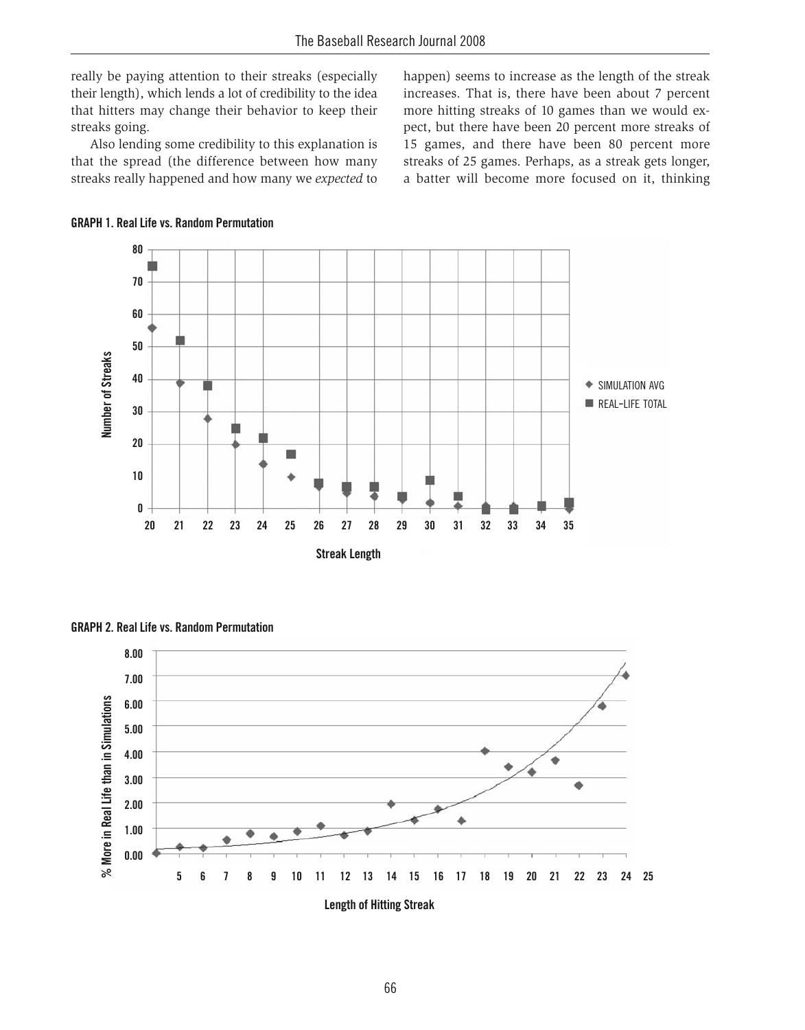really be paying attention to their streaks (especially their length), which lends a lot of credibility to the idea that hitters may change their behavior to keep their streaks going.

Also lending some credibility to this explanation is that the spread (the difference between how many streaks really happened and how many we *expected* to happen) seems to increase as the length of the streak increases. That is, there have been about 7 percent more hitting streaks of 10 games than we would expect, but there have been 20 percent more streaks of 15 games, and there have been 80 percent more streaks of 25 games. Perhaps, as a streak gets longer, a batter will become more focused on it, thinking

**GRAPH 1. Real Life vs. Random Permutation**

**GRAPH 2. Real Life vs. Random Permutation**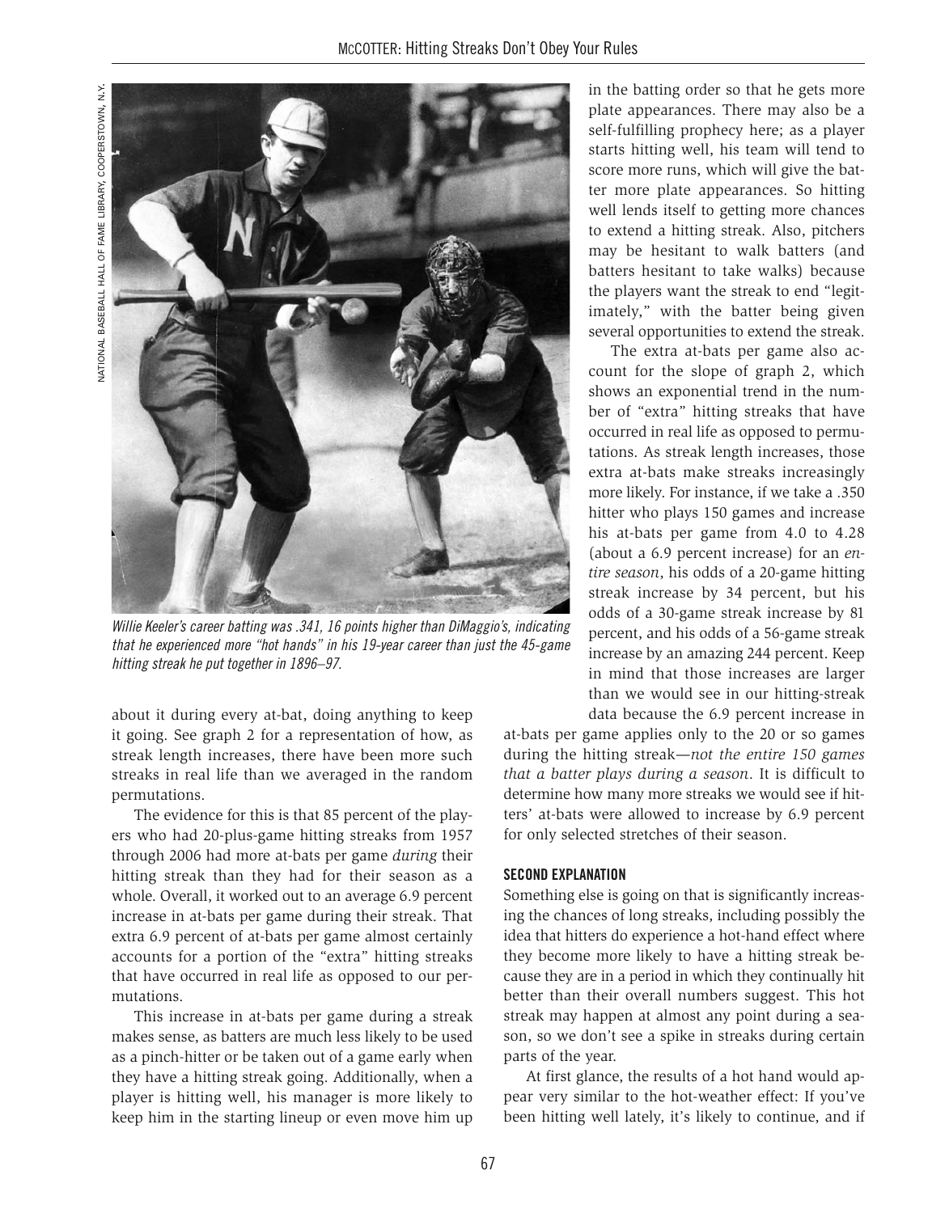*Willie Keeler's career batting was .341, 16 points higher than DiMaggio's, indicating that he experienced more "hot hands" in his 19-year career than just the 45-game hitting streak he put together in 1896–97.*

about it during every at-bat, doing anything to keep it going. See graph 2 for a representation of how, as streak length increases, there have been more such streaks in real life than we averaged in the random permutations.

The evidence for this is that 85 percent of the players who had 20-plus-game hitting streaks from 1957 through 2006 had more at-bats per game *during* their hitting streak than they had for their season as a whole. Overall, it worked out to an average 6.9 percent increase in at-bats per game during their streak. That extra 6.9 percent of at-bats per game almost certainly accounts for a portion of the "extra" hitting streaks that have occurred in real life as opposed to our permutations.

This increase in at-bats per game during a streak makes sense, as batters are much less likely to be used as a pinch-hitter or be taken out of a game early when they have a hitting streak going. Additionally, when a player is hitting well, his manager is more likely to keep him in the starting lineup or even move him up in the batting order so that he gets more plate appearances. There may also be a self-fulfilling prophecy here; as a player starts hitting well, his team will tend to score more runs, which will give the batter more plate appearances. So hitting well lends itself to getting more chances to extend a hitting streak. Also, pitchers may be hesitant to walk batters (and batters hesitant to take walks) because the players want the streak to end "legitimately," with the batter being given several opportunities to extend the streak.

The extra at-bats per game also account for the slope of graph 2, which shows an exponential trend in the number of "extra" hitting streaks that have occurred in real life as opposed to permutations. As streak length increases, those extra at-bats make streaks increasingly more likely. For instance, if we take a .350 hitter who plays 150 games and increase his at-bats per game from 4.0 to 4.28 (about a 6.9 percent increase) for an *entire season*, his odds of a 20-game hitting streak increase by 34 percent, but his odds of a 30-game streak increase by 81 percent, and his odds of a 56-game streak increase by an amazing 244 percent. Keep in mind that those increases are larger than we would see in our hitting-streak data because the 6.9 percent increase in at-bats per game applies only to the 20 or so games during the hitting streak—*not the entire 150 games that a batter plays during a season*. It is difficult to determine how many more streaks we would see if hitters' at-bats were allowed to increase by 6.9 percent for only selected stretches of their season.

### SECOND EXPLANATION

Something else is going on that is significantly increasing the chances of long streaks, including possibly the idea that hitters do experience a hot-hand effect where they become more likely to have a hitting streak because they are in a period in which they continually hit better than their overall numbers suggest. This hot streak may happen at almost any point during a season, so we don't see a spike in streaks during certain parts of the year.

At first glance, the results of a hot hand would appear very similar to the hot-weather effect: If you've been hitting well lately, it's likely to continue, and if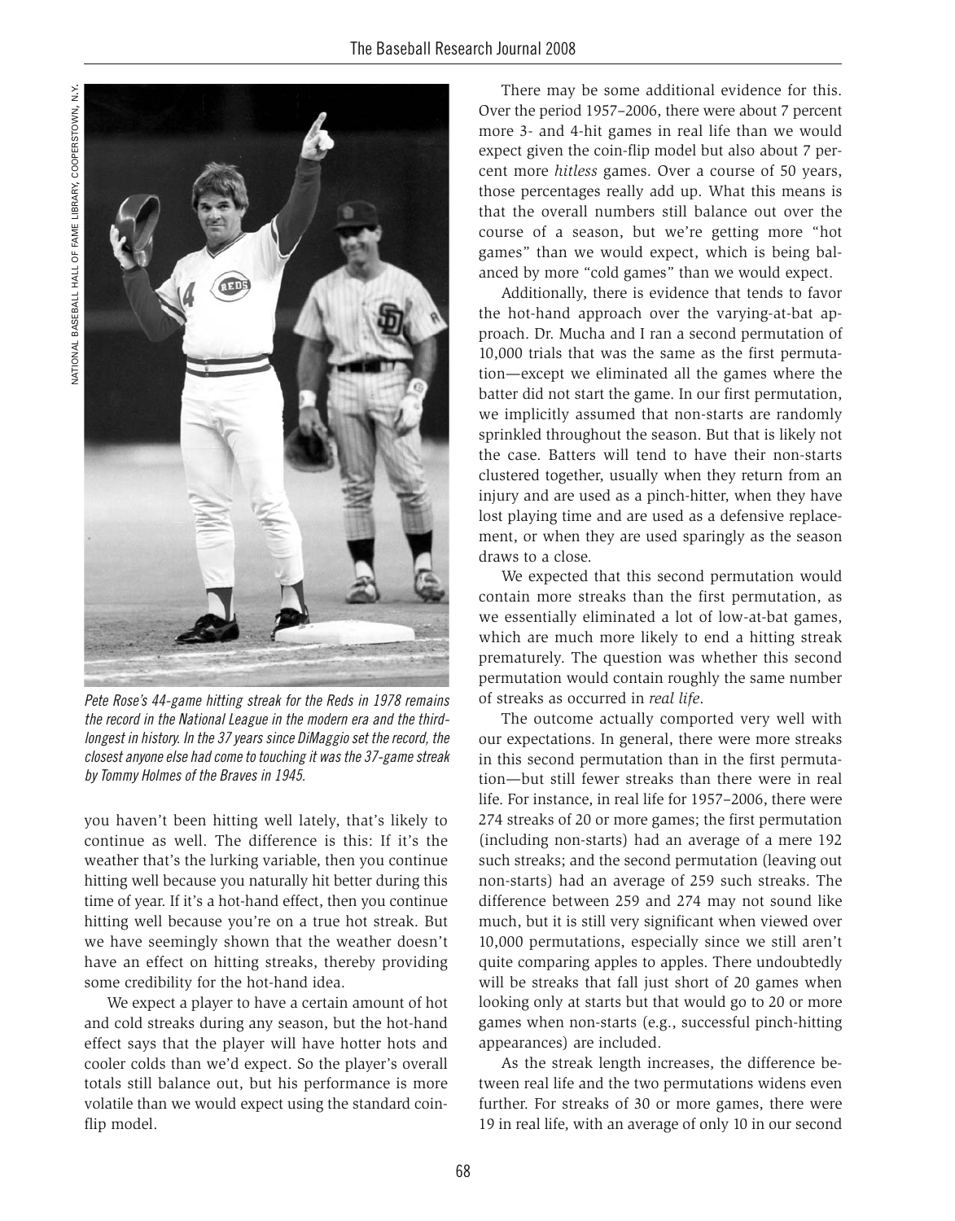*Pete Rose's 44-game hitting streak for the Reds in 1978 remains the record in the National League in the modern era and the third-longest in history. In the 37 years since DiMaggio set the record, the closest anyone else had come to touching it was the 37-game streak by Tommy Holmes of the Braves in 1945.*

you haven't been hitting well lately, that's likely to continue as well. The difference is this: If it's the weather that's the lurking variable, then you continue hitting well because you naturally hit better during this time of year. If it's a hot-hand effect, then you continue hitting well because you're on a true hot streak. But we have seemingly shown that the weather doesn't have an effect on hitting streaks, thereby providing some credibility for the hot-hand idea.

We expect a player to have a certain amount of hot and cold streaks during any season, but the hot-hand effect says that the player will have hotter hots and cooler colds than we'd expect. So the player's overall totals still balance out, but his performance is more volatile than we would expect using the standard coin-flip model.

There may be some additional evidence for this. Over the period 1957–2006, there were about 7 percent more 3- and 4-hit games in real life than we would expect given the coin-flip model but also about 7 percent more *hitless* games. Over a course of 50 years, those percentages really add up. What this means is that the overall numbers still balance out over the course of a season, but we're getting more "hot games" than we would expect, which is being balanced by more "cold games" than we would expect.

Additionally, there is evidence that tends to favor the hot-hand approach over the varying-at-bat approach. Dr. Mucha and I ran a second permutation of 10,000 trials that was the same as the first permutation—except we eliminated all the games where the batter did not start the game. In our first permutation, we implicitly assumed that non-starts are randomly sprinkled throughout the season. But that is likely not the case. Batters will tend to have their non-starts clustered together, usually when they return from an injury and are used as a pinch-hitter, when they have lost playing time and are used as a defensive replacement, or when they are used sparingly as the season draws to a close.

We expected that this second permutation would contain more streaks than the first permutation, as we essentially eliminated a lot of low-at-bat games, which are much more likely to end a hitting streak prematurely. The question was whether this second permutation would contain roughly the same number of streaks as occurred in *real life*.

The outcome actually comported very well with our expectations. In general, there were more streaks in this second permutation than in the first permutation—but still fewer streaks than there were in real life. For instance, in real life for 1957–2006, there were 274 streaks of 20 or more games; the first permutation (including non-starts) had an average of a mere 192 such streaks; and the second permutation (leaving out non-starts) had an average of 259 such streaks. The difference between 259 and 274 may not sound like much, but it is still very significant when viewed over 10,000 permutations, especially since we still aren't quite comparing apples to apples. There undoubtedly will be streaks that fall just short of 20 games when looking only at starts but that would go to 20 or more games when non-starts (e.g., successful pinch-hitting appearances) are included.

As the streak length increases, the difference between real life and the two permutations widens even further. For streaks of 30 or more games, there were 19 in real life, with an average of only 10 in our second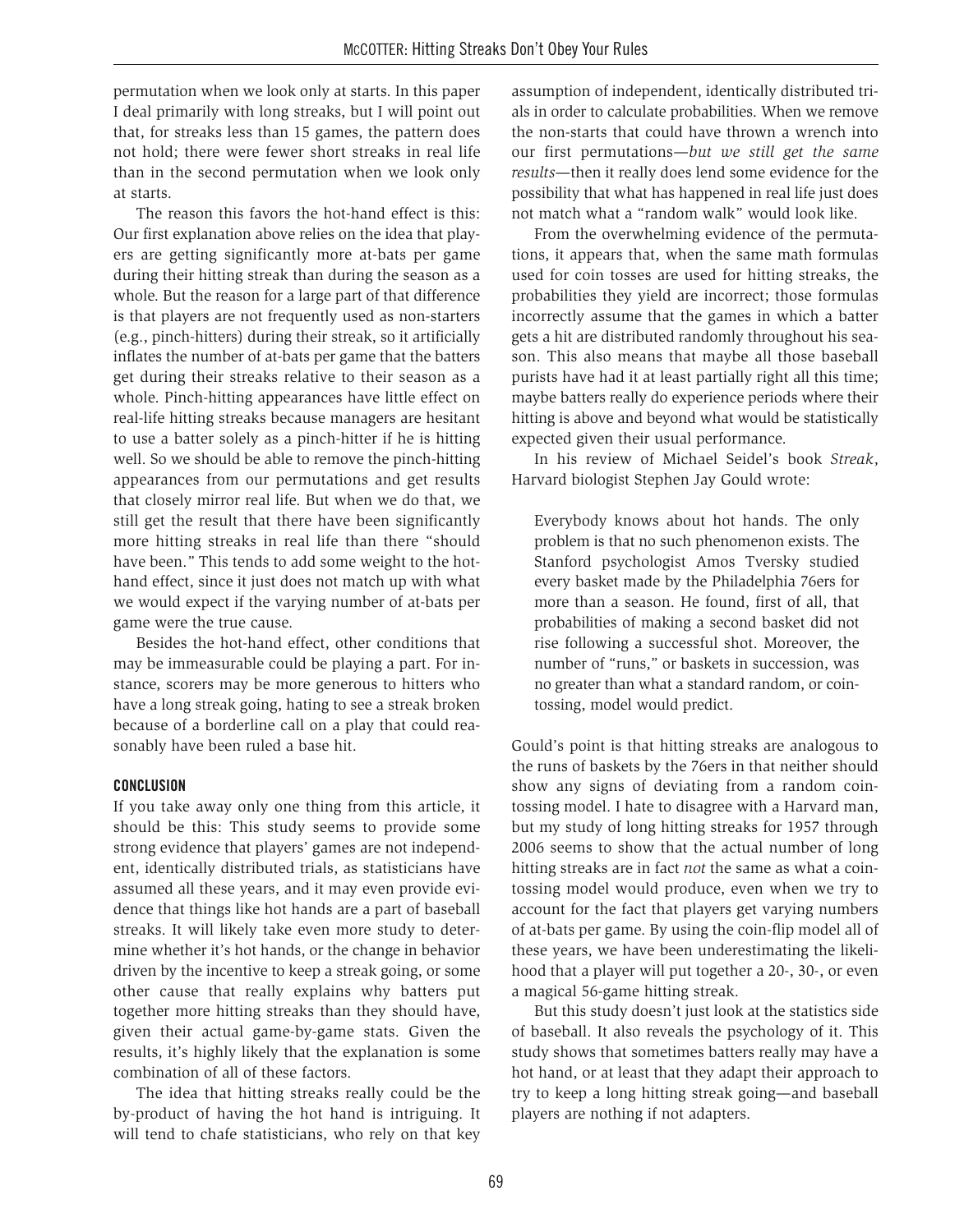permutation when we look only at starts. In this paper I deal primarily with long streaks, but I will point out that, for streaks less than 15 games, the pattern does not hold; there were fewer short streaks in real life than in the second permutation when we look only at starts.

The reason this favors the hot-hand effect is this: Our first explanation above relies on the idea that players are getting significantly more at-bats per game during their hitting streak than during the season as a whole. But the reason for a large part of that difference is that players are not frequently used as non-starters (e.g., pinch-hitters) during their streak, so it artificially inflates the number of at-bats per game that the batters get during their streaks relative to their season as a whole. Pinch-hitting appearances have little effect on real-life hitting streaks because managers are hesitant to use a batter solely as a pinch-hitter if he is hitting well. So we should be able to remove the pinch-hitting appearances from our permutations and get results that closely mirror real life. But when we do that, we still get the result that there have been significantly more hitting streaks in real life than there "should have been." This tends to add some weight to the hot-hand effect, since it just does not match up with what we would expect if the varying number of at-bats per game were the true cause.

Besides the hot-hand effect, other conditions that may be immeasurable could be playing a part. For instance, scorers may be more generous to hitters who have a long streak going, hating to see a streak broken because of a borderline call on a play that could reasonably have been ruled a base hit.

### CONCLUSION

If you take away only one thing from this article, it should be this: This study seems to provide some strong evidence that players' games are not independent, identically distributed trials, as statisticians have assumed all these years, and it may even provide evidence that things like hot hands are a part of baseball streaks. It will likely take even more study to determine whether it's hot hands, or the change in behavior driven by the incentive to keep a streak going, or some other cause that really explains why batters put together more hitting streaks than they should have, given their actual game-by-game stats. Given the results, it's highly likely that the explanation is some combination of all of these factors.

The idea that hitting streaks really could be the by-product of having the hot hand is intriguing. It will tend to chafe statisticians, who rely on that key assumption of independent, identically distributed trials in order to calculate probabilities. When we remove the non-starts that could have thrown a wrench into our first permutations—*but we still get the same results*—then it really does lend some evidence for the possibility that what has happened in real life just does not match what a "random walk" would look like.

From the overwhelming evidence of the permutations, it appears that, when the same math formulas used for coin tosses are used for hitting streaks, the probabilities they yield are incorrect; those formulas incorrectly assume that the games in which a batter gets a hit are distributed randomly throughout his season. This also means that maybe all those baseball purists have had it at least partially right all this time; maybe batters really do experience periods where their hitting is above and beyond what would be statistically expected given their usual performance.

In his review of Michael Seidel's book *Streak*, Harvard biologist Stephen Jay Gould wrote:

> Everybody knows about hot hands. The only problem is that no such phenomenon exists. The Stanford psychologist Amos Tversky studied every basket made by the Philadelphia 76ers for more than a season. He found, first of all, that probabilities of making a second basket did not rise following a successful shot. Moreover, the number of "runs," or baskets in succession, was no greater than what a standard random, or coin-tossing, model would predict.

Gould's point is that hitting streaks are analogous to the runs of baskets by the 76ers in that neither should show any signs of deviating from a random coin-tossing model. I hate to disagree with a Harvard man, but my study of long hitting streaks for 1957 through 2006 seems to show that the actual number of long hitting streaks are in fact *not* the same as what a coin-tossing model would produce, even when we try to account for the fact that players get varying numbers of at-bats per game. By using the coin-flip model all of these years, we have been underestimating the likelihood that a player will put together a 20-, 30-, or even a magical 56-game hitting streak.

But this study doesn't just look at the statistics side of baseball. It also reveals the psychology of it. This study shows that sometimes batters really may have a hot hand, or at least that they adapt their approach to try to keep a long hitting streak going—and baseball players are nothing if not adapters.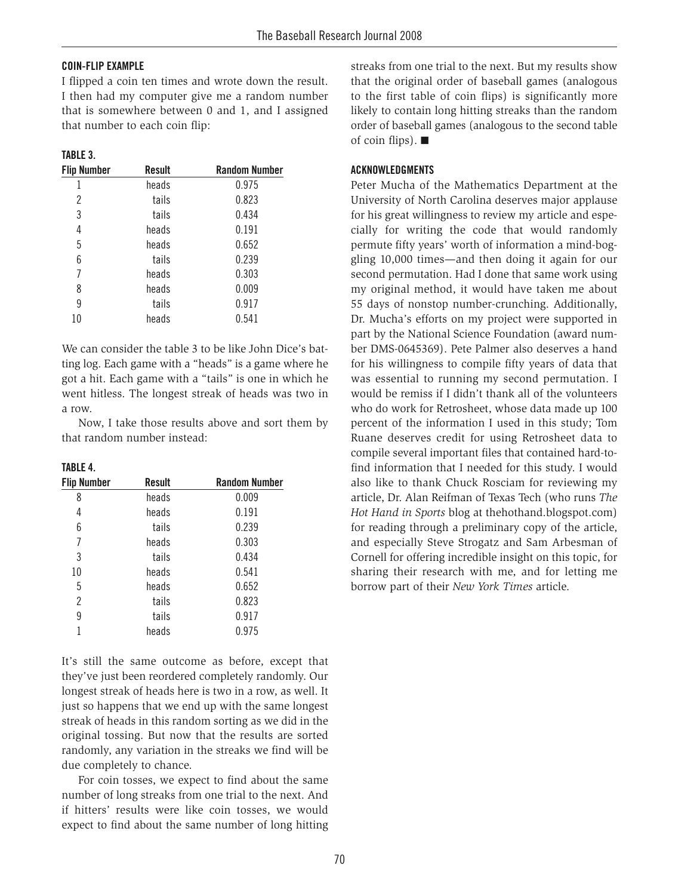### COIN-FLIP EXAMPLE

I flipped a coin ten times and wrote down the result. I then had my computer give me a random number that is somewhere between 0 and 1, and I assigned that number to each coin flip:

**TABLE 3.**

| Flip Number | Result | Random Number |
|---|---|---|
| 1 | heads | 0.975 |
| 2 | tails | 0.823 |
| 3 | tails | 0.434 |
| 4 | heads | 0.191 |
| 5 | heads | 0.652 |
| 6 | tails | 0.239 |
| 7 | heads | 0.303 |
| 8 | heads | 0.009 |
| 9 | tails | 0.917 |
| 10 | heads | 0.541 |

We can consider the table 3 to be like John Dice's batting log. Each game with a "heads" is a game where he got a hit. Each game with a "tails" is one in which he went hitless. The longest streak of heads was two in a row.

Now, I take those results above and sort them by that random number instead:

**TABLE 4.**

| Flip Number | Result | Random Number |
|---|---|---|
| 8 | heads | 0.009 |
| 4 | heads | 0.191 |
| 6 | tails | 0.239 |
| 7 | heads | 0.303 |
| 3 | tails | 0.434 |
| 10 | heads | 0.541 |
| 5 | heads | 0.652 |
| 2 | tails | 0.823 |
| 9 | tails | 0.917 |
| 1 | heads | 0.975 |

It's still the same outcome as before, except that they've just been reordered completely randomly. Our longest streak of heads here is two in a row, as well. It just so happens that we end up with the same longest streak of heads in this random sorting as we did in the original tossing. But now that the results are sorted randomly, any variation in the streaks we find will be due completely to chance.

For coin tosses, we expect to find about the same number of long streaks from one trial to the next. And if hitters' results were like coin tosses, we would expect to find about the same number of long hitting streaks from one trial to the next. But my results show that the original order of baseball games (analogous to the first table of coin flips) is significantly more likely to contain long hitting streaks than the random order of baseball games (analogous to the second table of coin flips). ■

### ACKNOWLEDGMENTS

Peter Mucha of the Mathematics Department at the University of North Carolina deserves major applause for his great willingness to review my article and especially for writing the code that would randomly permute fifty years' worth of information a mind-boggling 10,000 times—and then doing it again for our second permutation. Had I done that same work using my original method, it would have taken me about 55 days of nonstop number-crunching. Additionally, Dr. Mucha's efforts on my project were supported in part by the National Science Foundation (award number DMS-0645369). Pete Palmer also deserves a hand for his willingness to compile fifty years of data that was essential to running my second permutation. I would be remiss if I didn't thank all of the volunteers who do work for Retrosheet, whose data made up 100 percent of the information I used in this study; Tom Ruane deserves credit for using Retrosheet data to compile several important files that contained hard-to-find information that I needed for this study. I would also like to thank Chuck Rosciam for reviewing my article, Dr. Alan Reifman of Texas Tech (who runs *The Hot Hand in Sports* blog at thehothand.blogspot.com) for reading through a preliminary copy of the article, and especially Steve Strogatz and Sam Arbesman of Cornell for offering incredible insight on this topic, for sharing their research with me, and for letting me borrow part of their *New York Times* article.